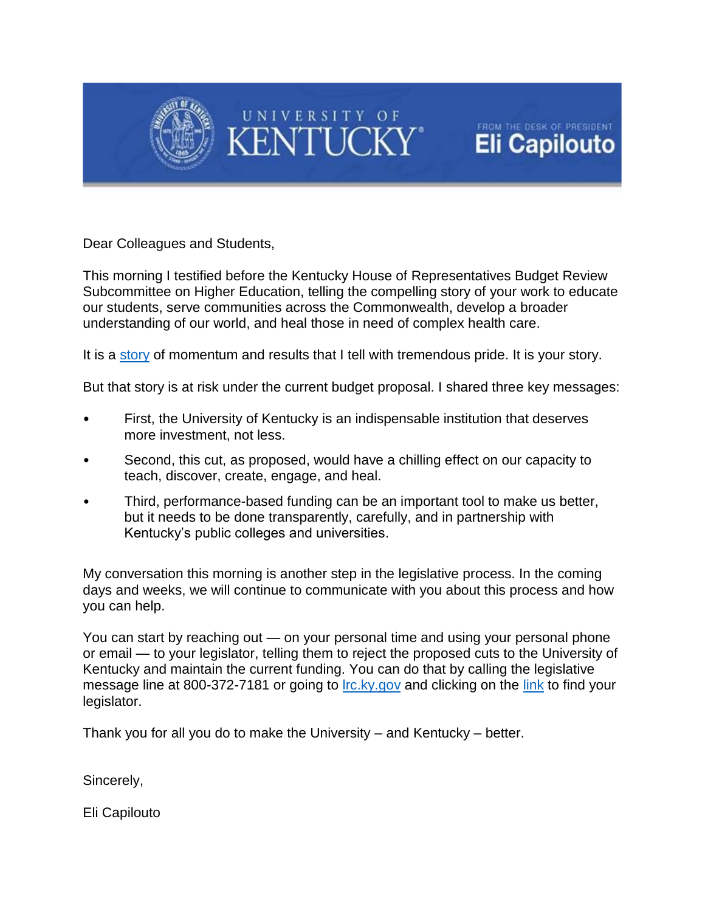UNIVERSITY OF KENTUCKY

FROM THE DESK OF PRESIDENT **Eli Capilouto**

Dear Colleagues and Students,

This morning I testified before the Kentucky House of Representatives Budget Review Subcommittee on Higher Education, telling the compelling story of your work to educate our students, serve communities across the Commonwealth, develop a broader understanding of our world, and heal those in need of complex health care.

It is a story of momentum and results that I tell with tremendous pride. It is your story.

But that story is at risk under the current budget proposal. I shared three key messages:

- First, the University of Kentucky is an indispensable institution that deserves more investment, not less.
- Second, this cut, as proposed, would have a chilling effect on our capacity to teach, discover, create, engage, and heal.
- Third, performance-based funding can be an important tool to make us better, but it needs to be done transparently, carefully, and in partnership with Kentucky's public colleges and universities.

My conversation this morning is another step in the legislative process. In the coming days and weeks, we will continue to communicate with you about this process and how you can help.

You can start by reaching out — on your personal time and using your personal phone or email — to your legislator, telling them to reject the proposed cuts to the University of Kentucky and maintain the current funding. You can do that by calling the legislative message line at 800-372-7181 or going to lrc.ky.gov and clicking on the link to find your legislator.

Thank you for all you do to make the University – and Kentucky – better.

Sincerely,

Eli Capilouto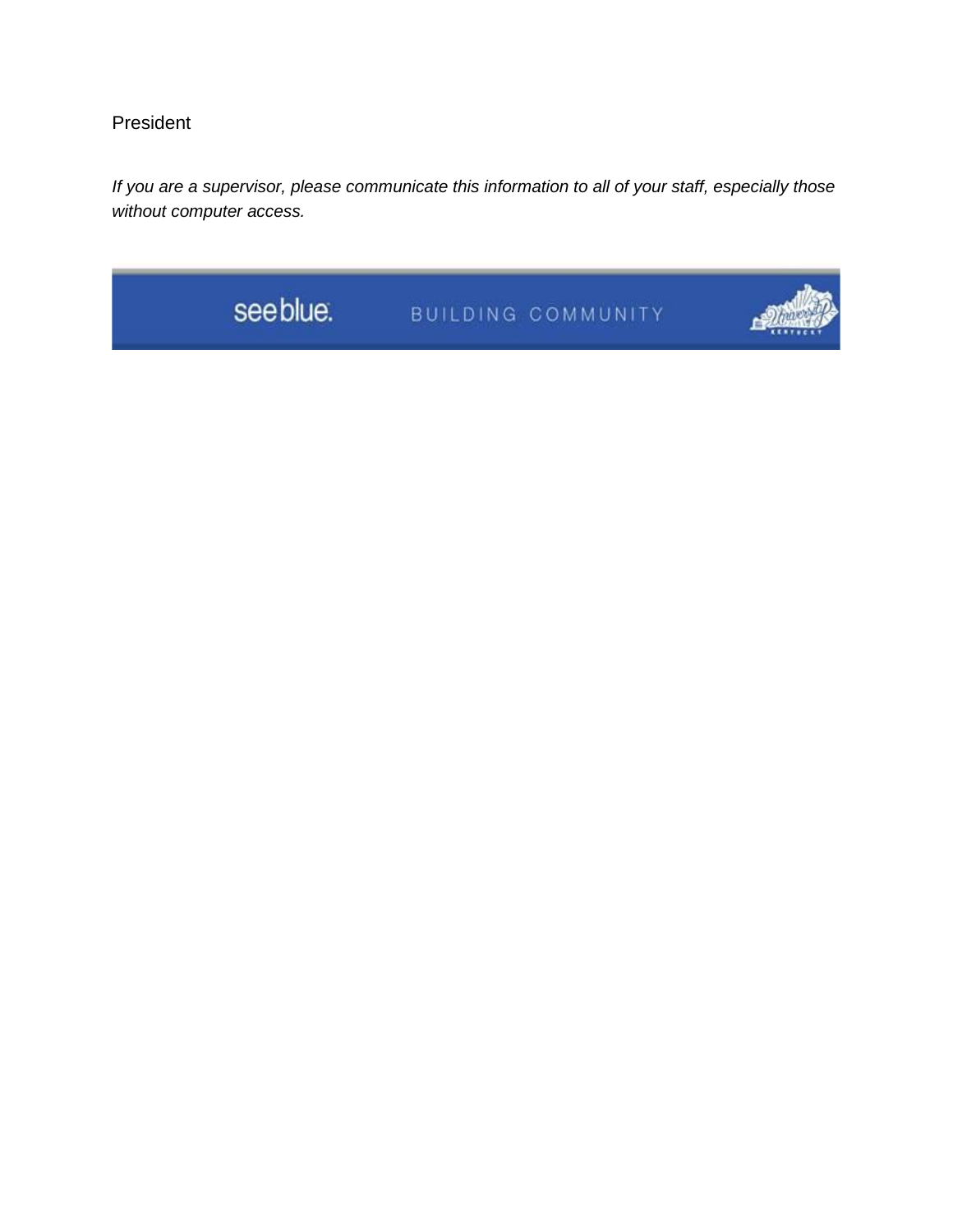President

*If you are a supervisor, please communicate this information to all of your staff, especially those without computer access.*

seeblue. BUILDING COMMUNITY